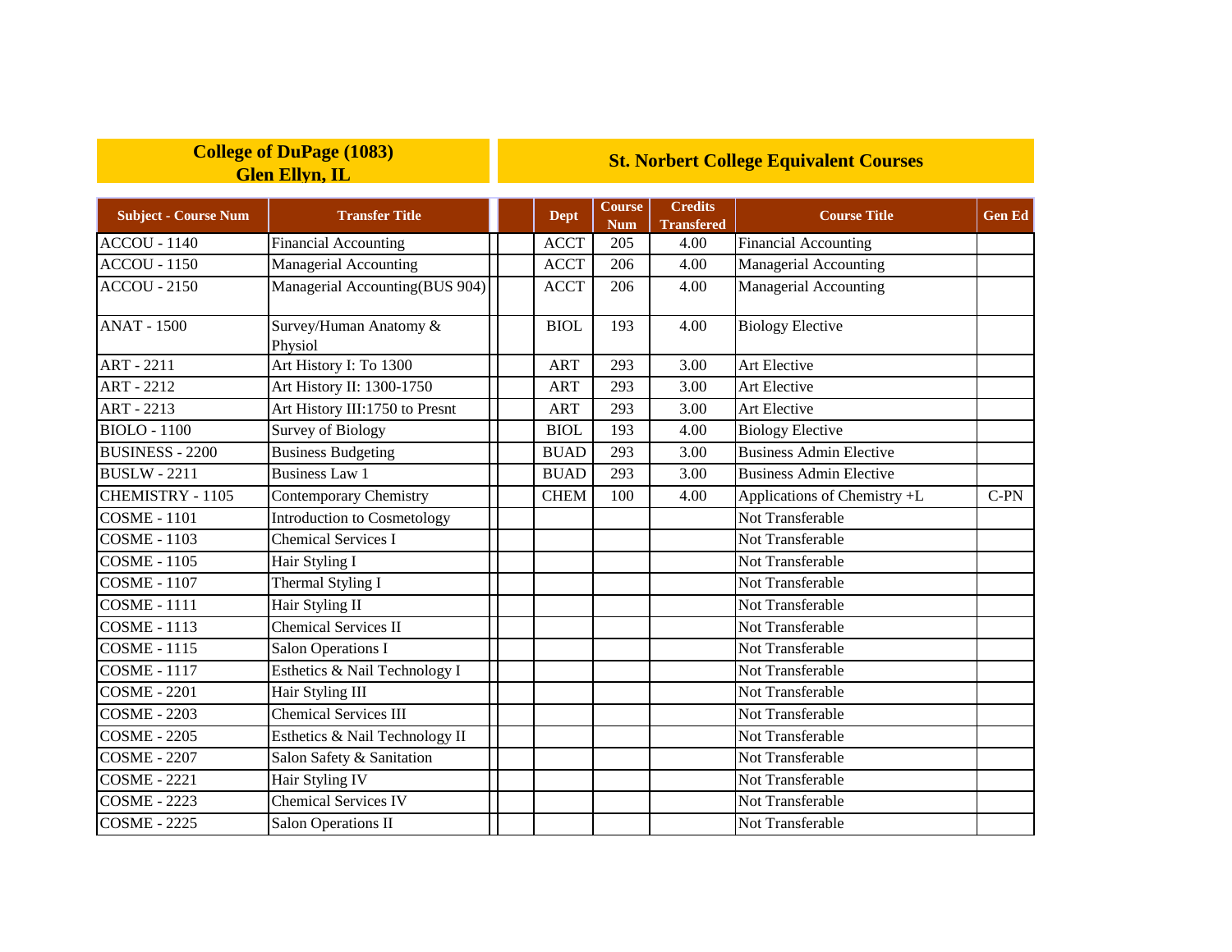| College of DuPage (1083) Glen Ellyn, IL | | St. Norbert College Equivalent Courses | | | | |
|---|---|---|---|---|---|---|
| **Subject - Course Num** | **Transfer Title** | **Dept** | **Course Num** | **Credits Transfered** | **Course Title** | **Gen Ed** |
| ACCOU - 1140 | Financial Accounting | ACCT | 205 | 4.00 | Financial Accounting | |
| ACCOU - 1150 | Managerial Accounting | ACCT | 206 | 4.00 | Managerial Accounting | |
| ACCOU - 2150 | Managerial Accounting(BUS 904) | ACCT | 206 | 4.00 | Managerial Accounting | |
| ANAT - 1500 | Survey/Human Anatomy & Physiol | BIOL | 193 | 4.00 | Biology Elective | |
| ART - 2211 | Art History I: To 1300 | ART | 293 | 3.00 | Art Elective | |
| ART - 2212 | Art History II: 1300-1750 | ART | 293 | 3.00 | Art Elective | |
| ART - 2213 | Art History III:1750 to Presnt | ART | 293 | 3.00 | Art Elective | |
| BIOLO - 1100 | Survey of Biology | BIOL | 193 | 4.00 | Biology Elective | |
| BUSINESS - 2200 | Business Budgeting | BUAD | 293 | 3.00 | Business Admin Elective | |
| BUSLW - 2211 | Business Law 1 | BUAD | 293 | 3.00 | Business Admin Elective | |
| CHEMISTRY - 1105 | Contemporary Chemistry | CHEM | 100 | 4.00 | Applications of Chemistry +L | C-PN |
| COSME - 1101 | Introduction to Cosmetology | | | | Not Transferable | |
| COSME - 1103 | Chemical Services I | | | | Not Transferable | |
| COSME - 1105 | Hair Styling I | | | | Not Transferable | |
| COSME - 1107 | Thermal Styling I | | | | Not Transferable | |
| COSME - 1111 | Hair Styling II | | | | Not Transferable | |
| COSME - 1113 | Chemical Services II | | | | Not Transferable | |
| COSME - 1115 | Salon Operations I | | | | Not Transferable | |
| COSME - 1117 | Esthetics & Nail Technology I | | | | Not Transferable | |
| COSME - 2201 | Hair Styling III | | | | Not Transferable | |
| COSME - 2203 | Chemical Services III | | | | Not Transferable | |
| COSME - 2205 | Esthetics & Nail Technology II | | | | Not Transferable | |
| COSME - 2207 | Salon Safety & Sanitation | | | | Not Transferable | |
| COSME - 2221 | Hair Styling IV | | | | Not Transferable | |
| COSME - 2223 | Chemical Services IV | | | | Not Transferable | |
| COSME - 2225 | Salon Operations II | | | | Not Transferable | |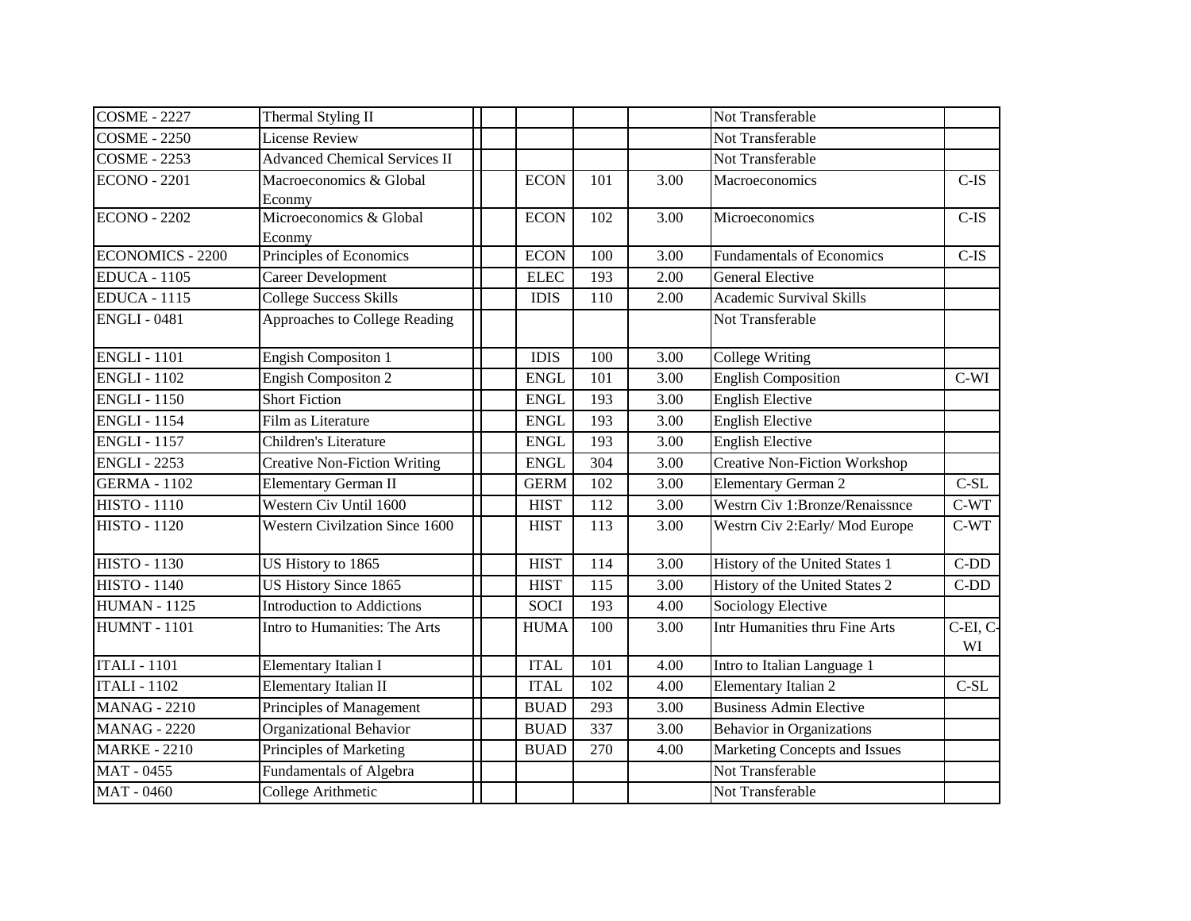| | | | | | | | | |
|---|---|---|---|---|---|---|---|---|
| COSME - 2227 | Thermal Styling II | | | | | | Not Transferable | |
| COSME - 2250 | License Review | | | | | | Not Transferable | |
| COSME - 2253 | Advanced Chemical Services II | | | | | | Not Transferable | |
| ECONO - 2201 | Macroeconomics & Global Econmy | | | ECON | 101 | 3.00 | Macroeconomics | C-IS |
| ECONO - 2202 | Microeconomics & Global Econmy | | | ECON | 102 | 3.00 | Microeconomics | C-IS |
| ECONOMICS - 2200 | Principles of Economics | | | ECON | 100 | 3.00 | Fundamentals of Economics | C-IS |
| EDUCA - 1105 | Career Development | | | ELEC | 193 | 2.00 | General Elective | |
| EDUCA - 1115 | College Success Skills | | | IDIS | 110 | 2.00 | Academic Survival Skills | |
| ENGLI - 0481 | Approaches to College Reading | | | | | | Not Transferable | |
| ENGLI - 1101 | Engish Compositon 1 | | | IDIS | 100 | 3.00 | College Writing | |
| ENGLI - 1102 | Engish Compositon 2 | | | ENGL | 101 | 3.00 | English Composition | C-WI |
| ENGLI - 1150 | Short Fiction | | | ENGL | 193 | 3.00 | English Elective | |
| ENGLI - 1154 | Film as Literature | | | ENGL | 193 | 3.00 | English Elective | |
| ENGLI - 1157 | Children's Literature | | | ENGL | 193 | 3.00 | English Elective | |
| ENGLI - 2253 | Creative Non-Fiction Writing | | | ENGL | 304 | 3.00 | Creative Non-Fiction Workshop | |
| GERMA - 1102 | Elementary German II | | | GERM | 102 | 3.00 | Elementary German 2 | C-SL |
| HISTO - 1110 | Western Civ Until 1600 | | | HIST | 112 | 3.00 | Westrn Civ 1:Bronze/Renaissnce | C-WT |
| HISTO - 1120 | Western Civilzation Since 1600 | | | HIST | 113 | 3.00 | Westrn Civ 2:Early/ Mod Europe | C-WT |
| HISTO - 1130 | US History to 1865 | | | HIST | 114 | 3.00 | History of the United States 1 | C-DD |
| HISTO - 1140 | US History Since 1865 | | | HIST | 115 | 3.00 | History of the United States 2 | C-DD |
| HUMAN - 1125 | Introduction to Addictions | | | SOCI | 193 | 4.00 | Sociology Elective | |
| HUMNT - 1101 | Intro to Humanities: The Arts | | | HUMA | 100 | 3.00 | Intr Humanities thru Fine Arts | C-EI, C-WI |
| ITALI - 1101 | Elementary Italian I | | | ITAL | 101 | 4.00 | Intro to Italian Language 1 | |
| ITALI - 1102 | Elementary Italian II | | | ITAL | 102 | 4.00 | Elementary Italian 2 | C-SL |
| MANAG - 2210 | Principles of Management | | | BUAD | 293 | 3.00 | Business Admin Elective | |
| MANAG - 2220 | Organizational Behavior | | | BUAD | 337 | 3.00 | Behavior in Organizations | |
| MARKE - 2210 | Principles of Marketing | | | BUAD | 270 | 4.00 | Marketing Concepts and Issues | |
| MAT - 0455 | Fundamentals of Algebra | | | | | | Not Transferable | |
| MAT - 0460 | College Arithmetic | | | | | | Not Transferable | |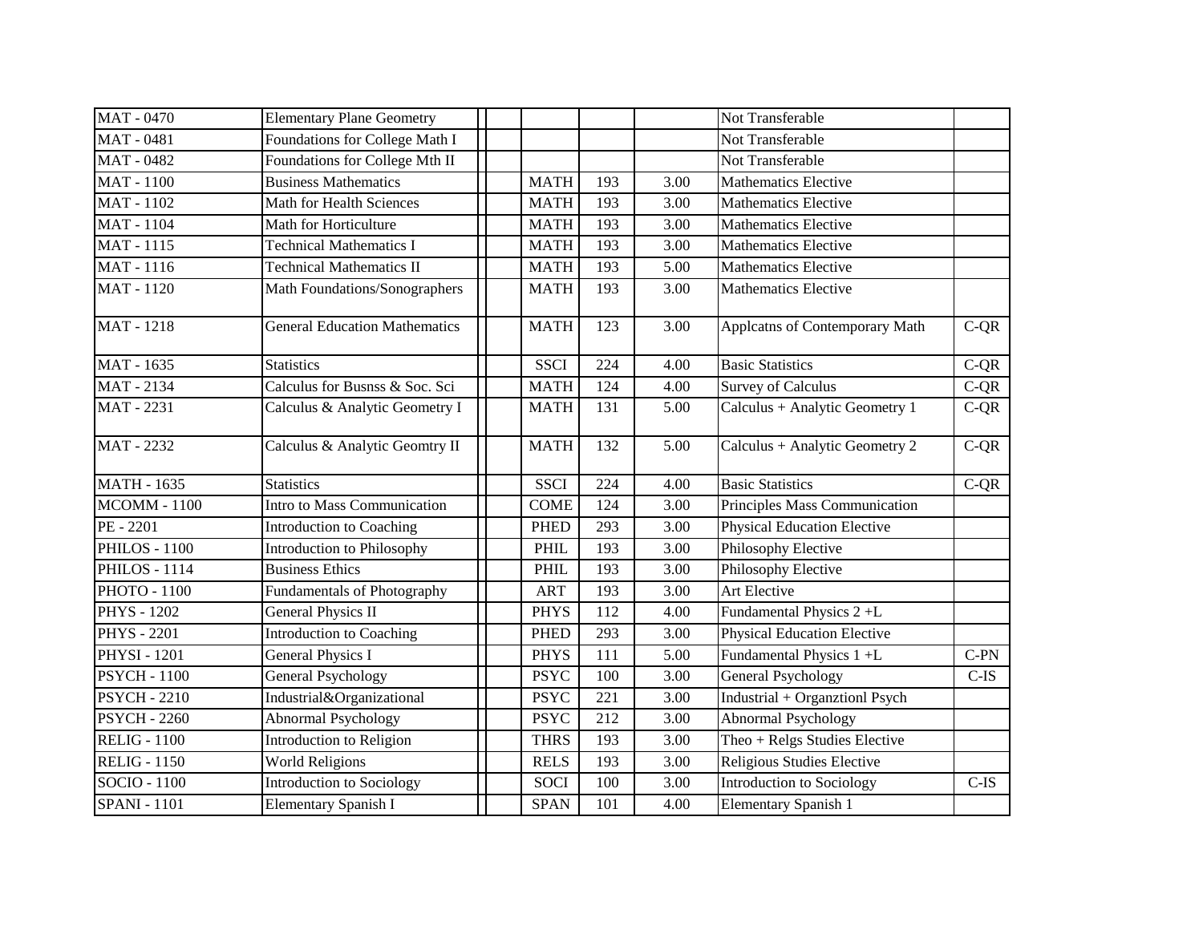| | | | | | | | |
|---|---|---|---|---|---|---|---|
| MAT - 0470 | Elementary Plane Geometry | | | | | Not Transferable | |
| MAT - 0481 | Foundations for College Math I | | | | | Not Transferable | |
| MAT - 0482 | Foundations for College Mth II | | | | | Not Transferable | |
| MAT - 1100 | Business Mathematics | | MATH | 193 | 3.00 | Mathematics Elective | |
| MAT - 1102 | Math for Health Sciences | | MATH | 193 | 3.00 | Mathematics Elective | |
| MAT - 1104 | Math for Horticulture | | MATH | 193 | 3.00 | Mathematics Elective | |
| MAT - 1115 | Technical Mathematics I | | MATH | 193 | 3.00 | Mathematics Elective | |
| MAT - 1116 | Technical Mathematics II | | MATH | 193 | 5.00 | Mathematics Elective | |
| MAT - 1120 | Math Foundations/Sonographers | | MATH | 193 | 3.00 | Mathematics Elective | |
| MAT - 1218 | General Education Mathematics | | MATH | 123 | 3.00 | Applcatns of Contemporary Math | C-QR |
| MAT - 1635 | Statistics | | SSCI | 224 | 4.00 | Basic Statistics | C-QR |
| MAT - 2134 | Calculus for Busnss & Soc. Sci | | MATH | 124 | 4.00 | Survey of Calculus | C-QR |
| MAT - 2231 | Calculus & Analytic Geometry I | | MATH | 131 | 5.00 | Calculus + Analytic Geometry 1 | C-QR |
| MAT - 2232 | Calculus & Analytic Geomtry II | | MATH | 132 | 5.00 | Calculus + Analytic Geometry 2 | C-QR |
| MATH - 1635 | Statistics | | SSCI | 224 | 4.00 | Basic Statistics | C-QR |
| MCOMM - 1100 | Intro to Mass Communication | | COME | 124 | 3.00 | Principles Mass Communication | |
| PE - 2201 | Introduction to Coaching | | PHED | 293 | 3.00 | Physical Education Elective | |
| PHILOS - 1100 | Introduction to Philosophy | | PHIL | 193 | 3.00 | Philosophy Elective | |
| PHILOS - 1114 | Business Ethics | | PHIL | 193 | 3.00 | Philosophy Elective | |
| PHOTO - 1100 | Fundamentals of Photography | | ART | 193 | 3.00 | Art Elective | |
| PHYS - 1202 | General Physics II | | PHYS | 112 | 4.00 | Fundamental Physics 2 +L | |
| PHYS - 2201 | Introduction to Coaching | | PHED | 293 | 3.00 | Physical Education Elective | |
| PHYSI - 1201 | General Physics I | | PHYS | 111 | 5.00 | Fundamental Physics 1 +L | C-PN |
| PSYCH - 1100 | General Psychology | | PSYC | 100 | 3.00 | General Psychology | C-IS |
| PSYCH - 2210 | Industrial&Organizational | | PSYC | 221 | 3.00 | Industrial + Organztionl Psych | |
| PSYCH - 2260 | Abnormal Psychology | | PSYC | 212 | 3.00 | Abnormal Psychology | |
| RELIG - 1100 | Introduction to Religion | | THRS | 193 | 3.00 | Theo + Relgs Studies Elective | |
| RELIG - 1150 | World Religions | | RELS | 193 | 3.00 | Religious Studies Elective | |
| SOCIO - 1100 | Introduction to Sociology | | SOCI | 100 | 3.00 | Introduction to Sociology | C-IS |
| SPANI - 1101 | Elementary Spanish I | | SPAN | 101 | 4.00 | Elementary Spanish 1 | |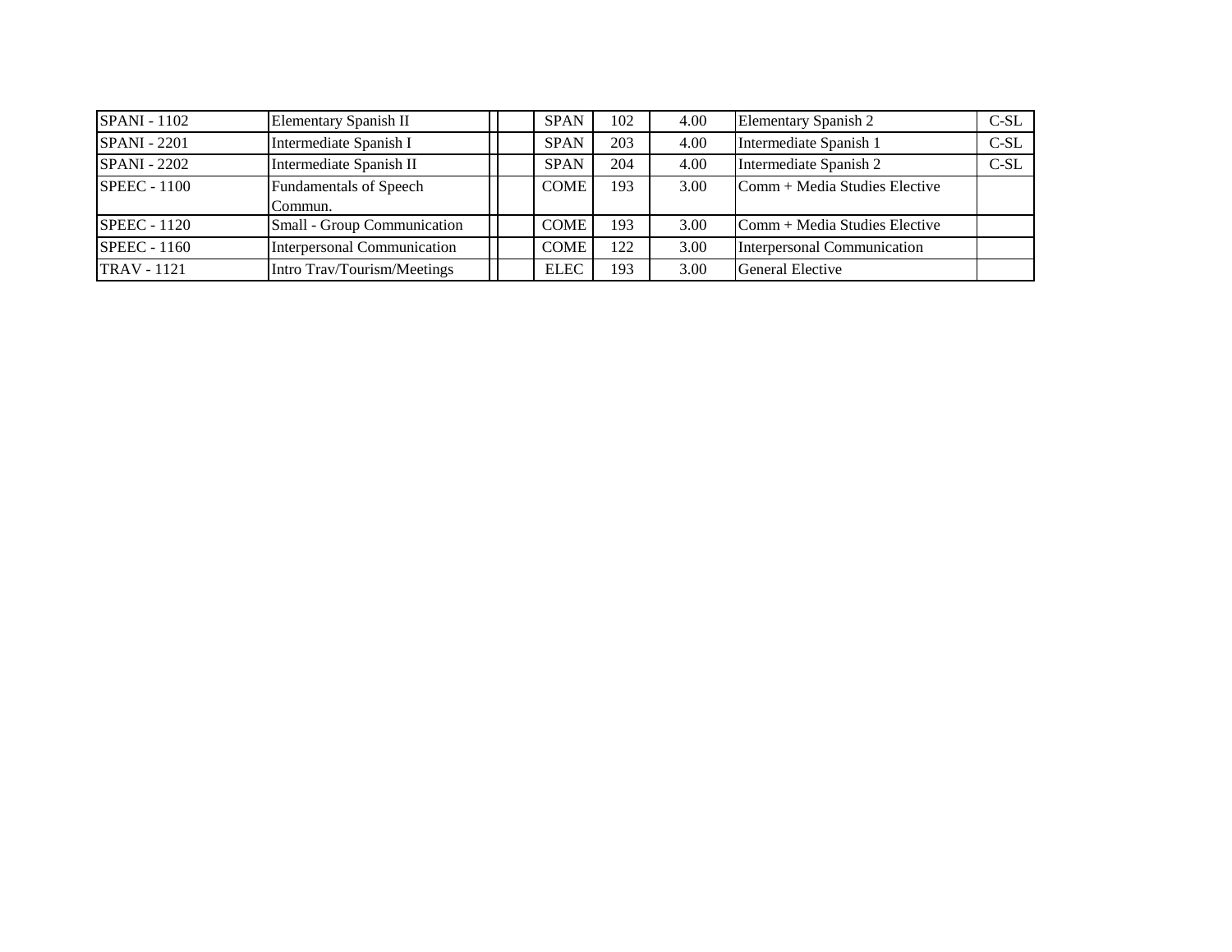| | | | | | | | | |
|---|---|---|---|---|---|---|---|---|
| SPANI - 1102 | Elementary Spanish II | | | SPAN | 102 | 4.00 | Elementary Spanish 2 | C-SL |
| SPANI - 2201 | Intermediate Spanish I | | | SPAN | 203 | 4.00 | Intermediate Spanish 1 | C-SL |
| SPANI - 2202 | Intermediate Spanish II | | | SPAN | 204 | 4.00 | Intermediate Spanish 2 | C-SL |
| SPEEC - 1100 | Fundamentals of Speech Commun. | | | COME | 193 | 3.00 | Comm + Media Studies Elective | |
| SPEEC - 1120 | Small - Group Communication | | | COME | 193 | 3.00 | Comm + Media Studies Elective | |
| SPEEC - 1160 | Interpersonal Communication | | | COME | 122 | 3.00 | Interpersonal Communication | |
| TRAV - 1121 | Intro Trav/Tourism/Meetings | | | ELEC | 193 | 3.00 | General Elective | |